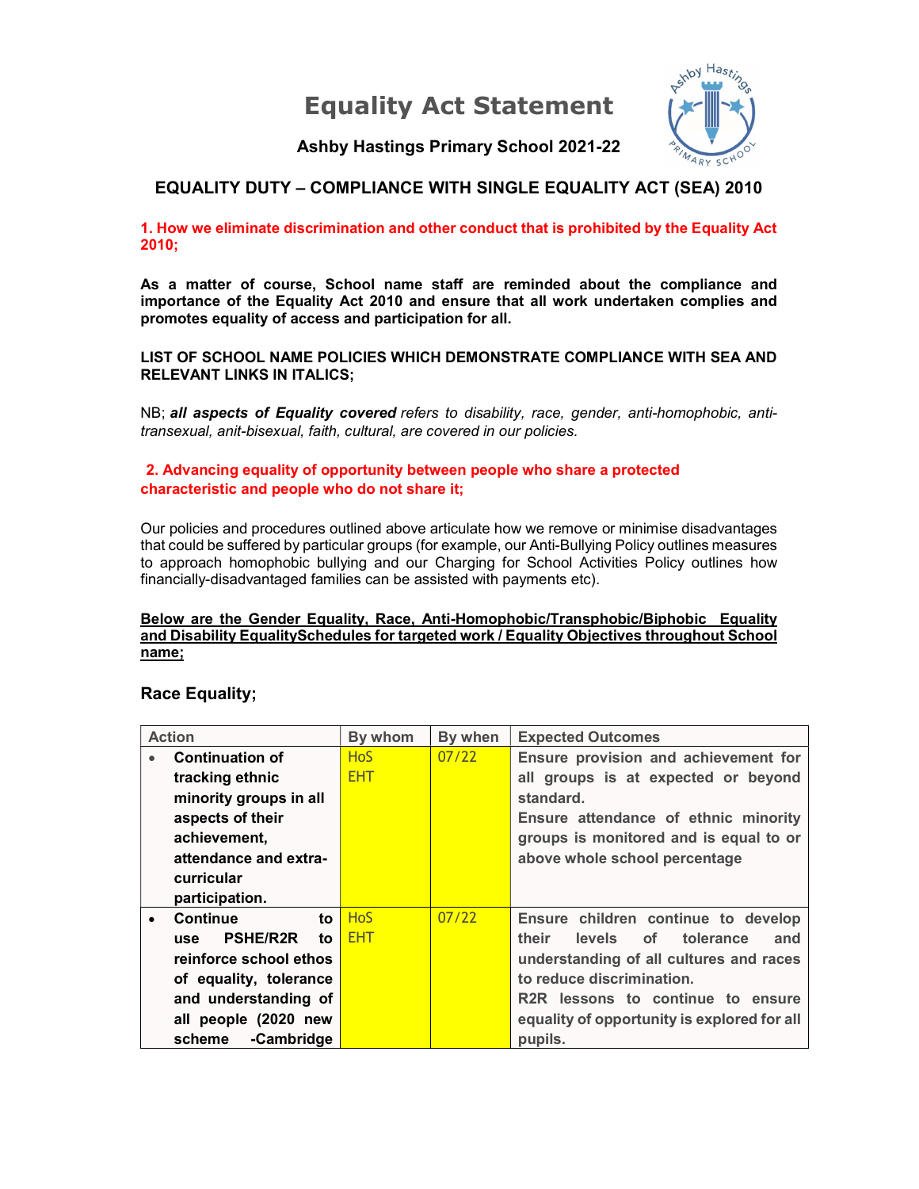# Equality Act Statement

**Ashby Hastings Primary School 2021-22**

## EQUALITY DUTY – COMPLIANCE WITH SINGLE EQUALITY ACT (SEA) 2010

### 1. How we eliminate discrimination and other conduct that is prohibited by the Equality Act 2010;

**As a matter of course, School name staff are reminded about the compliance and importance of the Equality Act 2010 and ensure that all work undertaken complies and promotes equality of access and participation for all.**

**LIST OF SCHOOL NAME POLICIES WHICH DEMONSTRATE COMPLIANCE WITH SEA AND RELEVANT LINKS IN ITALICS;**

NB; ***all aspects of Equality covered*** *refers to disability, race, gender, anti-homophobic, anti-transexual, anit-bisexual, faith, cultural, are covered in our policies.*

### 2. Advancing equality of opportunity between people who share a protected characteristic and people who do not share it;

Our policies and procedures outlined above articulate how we remove or minimise disadvantages that could be suffered by particular groups (for example, our Anti-Bullying Policy outlines measures to approach homophobic bullying and our Charging for School Activities Policy outlines how financially-disadvantaged families can be assisted with payments etc).

**Below are the Gender Equality, Race, Anti-Homophobic/Transphobic/Biphobic Equality and Disability EqualitySchedules for targeted work / Equality Objectives throughout School name;**

### Race Equality;

| Action | By whom | By when | Expected Outcomes |
|---|---|---|---|
| • **Continuation of tracking ethnic minority groups in all aspects of their achievement, attendance and extra-curricular participation.** | HoS<br>EHT | 07/22 | **Ensure provision and achievement for all groups is at expected or beyond standard.**<br>**Ensure attendance of ethnic minority groups is monitored and is equal to or above whole school percentage** |
| • **Continue to use PSHE/R2R to reinforce school ethos of equality, tolerance and understanding of all people (2020 new scheme -Cambridge** | HoS<br>EHT | 07/22 | **Ensure children continue to develop their levels of tolerance and understanding of all cultures and races to reduce discrimination.**<br>**R2R lessons to continue to ensure equality of opportunity is explored for all pupils.** |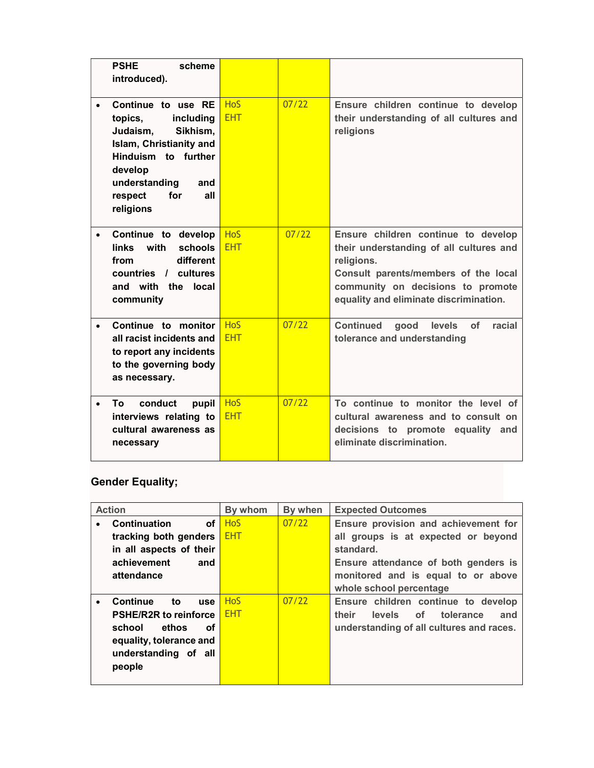| | | | |
|---|---|---|---|
| PSHE scheme introduced). | | | |
| • Continue to use RE topics, including Judaism, Sikhism, Islam, Christianity and Hinduism to further develop understanding and respect for all religions | HoS EHT | 07/22 | Ensure children continue to develop their understanding of all cultures and religions |
| • Continue to develop links with schools from different countries / cultures and with the local community | HoS EHT | 07/22 | Ensure children continue to develop their understanding of all cultures and religions. Consult parents/members of the local community on decisions to promote equality and eliminate discrimination. |
| • Continue to monitor all racist incidents and to report any incidents to the governing body as necessary. | HoS EHT | 07/22 | Continued good levels of racial tolerance and understanding |
| • To conduct pupil interviews relating to cultural awareness as necessary | HoS EHT | 07/22 | To continue to monitor the level of cultural awareness and to consult on decisions to promote equality and eliminate discrimination. |

## Gender Equality;

| Action | By whom | By when | Expected Outcomes |
|---|---|---|---|
| • Continuation of tracking both genders in all aspects of their achievement and attendance | HoS EHT | 07/22 | Ensure provision and achievement for all groups is at expected or beyond standard. Ensure attendance of both genders is monitored and is equal to or above whole school percentage |
| • Continue to use PSHE/R2R to reinforce school ethos of equality, tolerance and understanding of all people | HoS EHT | 07/22 | Ensure children continue to develop their levels of tolerance and understanding of all cultures and races. |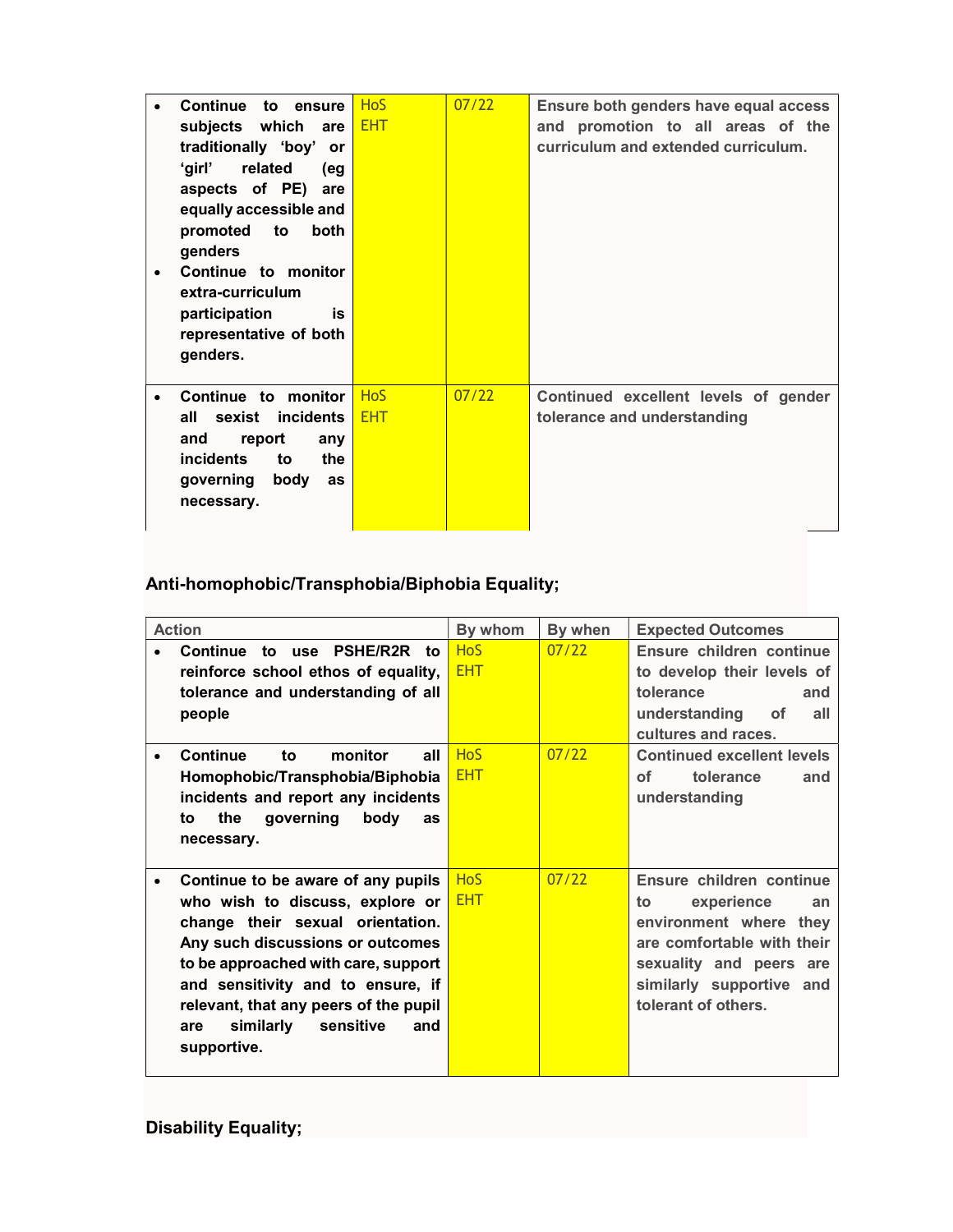| | | | |
|---|---|---|---|
| • Continue to ensure subjects which are traditionally 'boy' or 'girl' related (eg aspects of PE) are equally accessible and promoted to both genders<br>• Continue to monitor extra-curriculum participation is representative of both genders. | HoS<br>EHT | 07/22 | Ensure both genders have equal access and promotion to all areas of the curriculum and extended curriculum. |
| • Continue to monitor all sexist incidents and report any incidents to the governing body as necessary. | HoS<br>EHT | 07/22 | Continued excellent levels of gender tolerance and understanding |

**Anti-homophobic/Transphobia/Biphobia Equality;**

| Action | By whom | By when | Expected Outcomes |
|---|---|---|---|
| • Continue to use PSHE/R2R to reinforce school ethos of equality, tolerance and understanding of all people | HoS<br>EHT | 07/22 | Ensure children continue to develop their levels of tolerance and understanding of all cultures and races. |
| • Continue to monitor all Homophobic/Transphobia/Biphobia incidents and report any incidents to the governing body as necessary. | HoS<br>EHT | 07/22 | Continued excellent levels of tolerance and understanding |
| • Continue to be aware of any pupils who wish to discuss, explore or change their sexual orientation. Any such discussions or outcomes to be approached with care, support and sensitivity and to ensure, if relevant, that any peers of the pupil are similarly sensitive and supportive. | HoS<br>EHT | 07/22 | Ensure children continue to experience an environment where they are comfortable with their sexuality and peers are similarly supportive and tolerant of others. |

**Disability Equality;**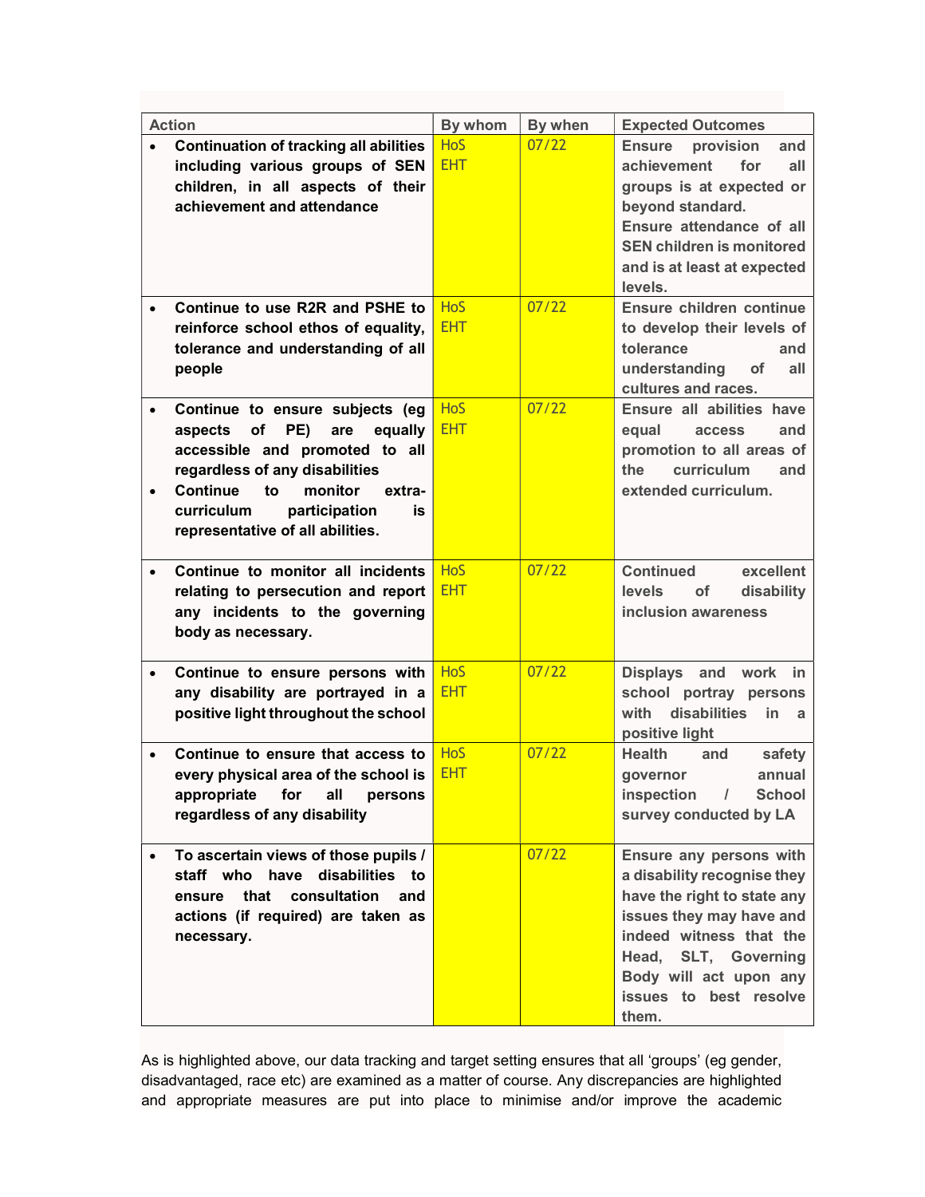| Action | By whom | By when | Expected Outcomes |
|---|---|---|---|
| • **Continuation of tracking all abilities including various groups of SEN children, in all aspects of their achievement and attendance** | HoS<br>EHT | 07/22 | **Ensure provision and achievement for all groups is at expected or beyond standard.**<br>**Ensure attendance of all SEN children is monitored and is at least at expected levels.** |
| • **Continue to use R2R and PSHE to reinforce school ethos of equality, tolerance and understanding of all people** | HoS<br>EHT | 07/22 | **Ensure children continue to develop their levels of tolerance and understanding of all cultures and races.** |
| • **Continue to ensure subjects (eg aspects of PE) are equally accessible and promoted to all regardless of any disabilities**<br>• **Continue to monitor extra-curriculum participation is representative of all abilities.** | HoS<br>EHT | 07/22 | **Ensure all abilities have equal access and promotion to all areas of the curriculum and extended curriculum.** |
| • **Continue to monitor all incidents relating to persecution and report any incidents to the governing body as necessary.** | HoS<br>EHT | 07/22 | **Continued excellent levels of disability inclusion awareness** |
| • **Continue to ensure persons with any disability are portrayed in a positive light throughout the school** | HoS<br>EHT | 07/22 | **Displays and work in school portray persons with disabilities in a positive light** |
| • **Continue to ensure that access to every physical area of the school is appropriate for all persons regardless of any disability** | HoS<br>EHT | 07/22 | **Health and safety governor annual inspection / School survey conducted by LA** |
| • **To ascertain views of those pupils / staff who have disabilities to ensure that consultation and actions (if required) are taken as necessary.** | | 07/22 | **Ensure any persons with a disability recognise they have the right to state any issues they may have and indeed witness that the Head, SLT, Governing Body will act upon any issues to best resolve them.** |

As is highlighted above, our data tracking and target setting ensures that all 'groups' (eg gender, disadvantaged, race etc) are examined as a matter of course. Any discrepancies are highlighted and appropriate measures are put into place to minimise and/or improve the academic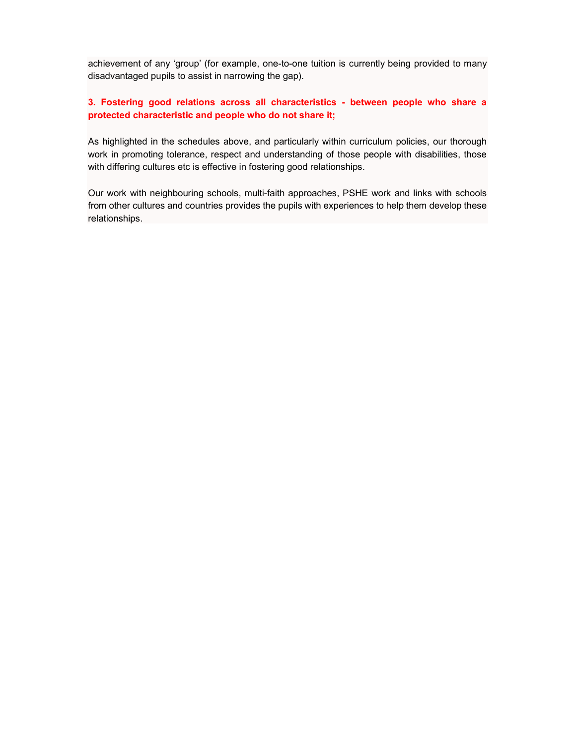achievement of any ‘group’ (for example, one-to-one tuition is currently being provided to many disadvantaged pupils to assist in narrowing the gap).

**3. Fostering good relations across all characteristics - between people who share a protected characteristic and people who do not share it;**

As highlighted in the schedules above, and particularly within curriculum policies, our thorough work in promoting tolerance, respect and understanding of those people with disabilities, those with differing cultures etc is effective in fostering good relationships.

Our work with neighbouring schools, multi-faith approaches, PSHE work and links with schools from other cultures and countries provides the pupils with experiences to help them develop these relationships.